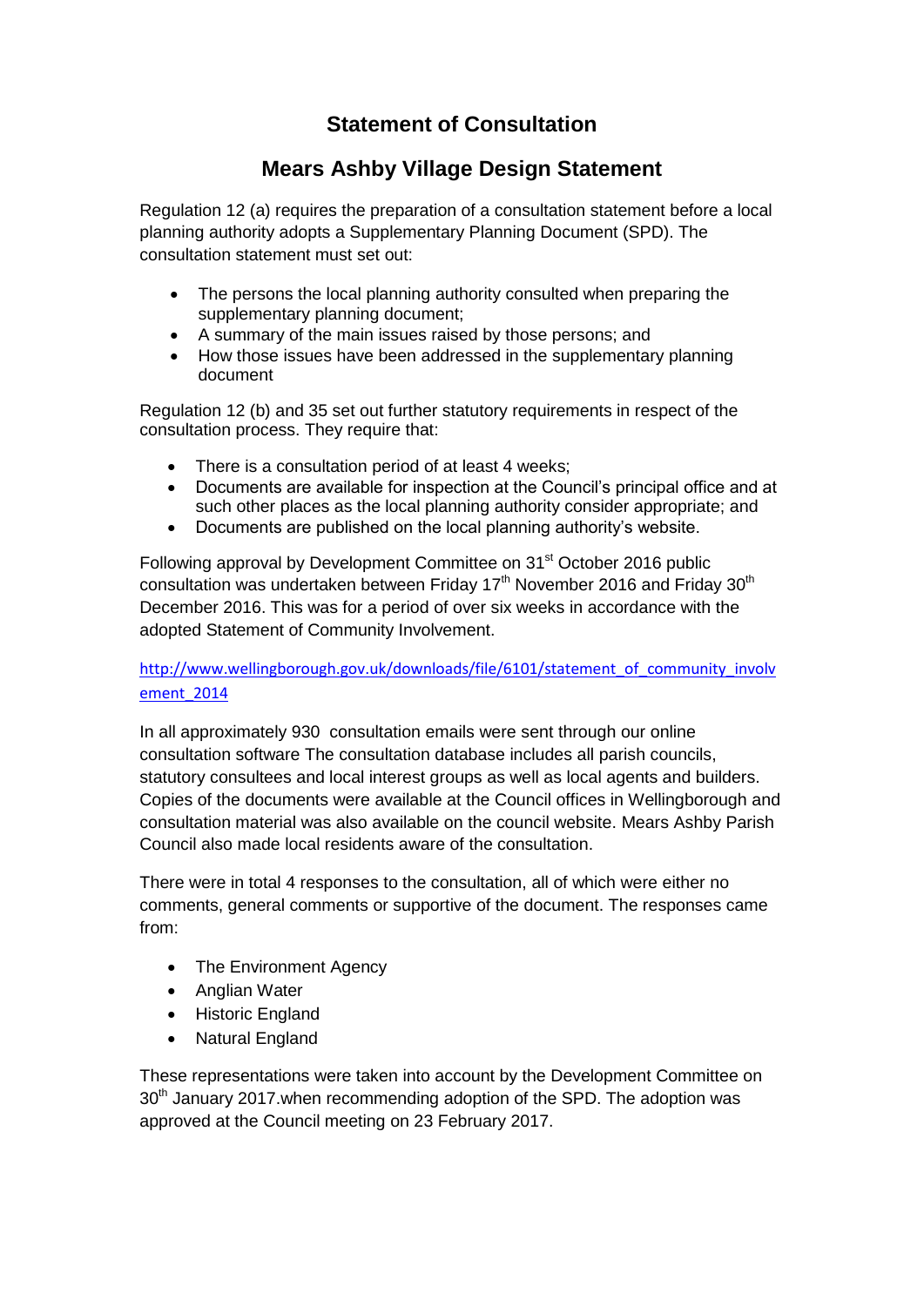# Statement of Consultation

## Mears Ashby Village Design Statement

Regulation 12 (a) requires the preparation of a consultation statement before a local planning authority adopts a Supplementary Planning Document (SPD). The consultation statement must set out:

- The persons the local planning authority consulted when preparing the supplementary planning document;
- A summary of the main issues raised by those persons; and
- How those issues have been addressed in the supplementary planning document

Regulation 12 (b) and 35 set out further statutory requirements in respect of the consultation process. They require that:

- There is a consultation period of at least 4 weeks;
- Documents are available for inspection at the Council's principal office and at such other places as the local planning authority consider appropriate; and
- Documents are published on the local planning authority's website.

Following approval by Development Committee on 31st October 2016 public consultation was undertaken between Friday 17th November 2016 and Friday 30th December 2016. This was for a period of over six weeks in accordance with the adopted Statement of Community Involvement.

http://www.wellingborough.gov.uk/downloads/file/6101/statement_of_community_involvement_2014

In all approximately 930 consultation emails were sent through our online consultation software The consultation database includes all parish councils, statutory consultees and local interest groups as well as local agents and builders. Copies of the documents were available at the Council offices in Wellingborough and consultation material was also available on the council website. Mears Ashby Parish Council also made local residents aware of the consultation.

There were in total 4 responses to the consultation, all of which were either no comments, general comments or supportive of the document. The responses came from:

- The Environment Agency
- Anglian Water
- Historic England
- Natural England

These representations were taken into account by the Development Committee on 30th January 2017.when recommending adoption of the SPD. The adoption was approved at the Council meeting on 23 February 2017.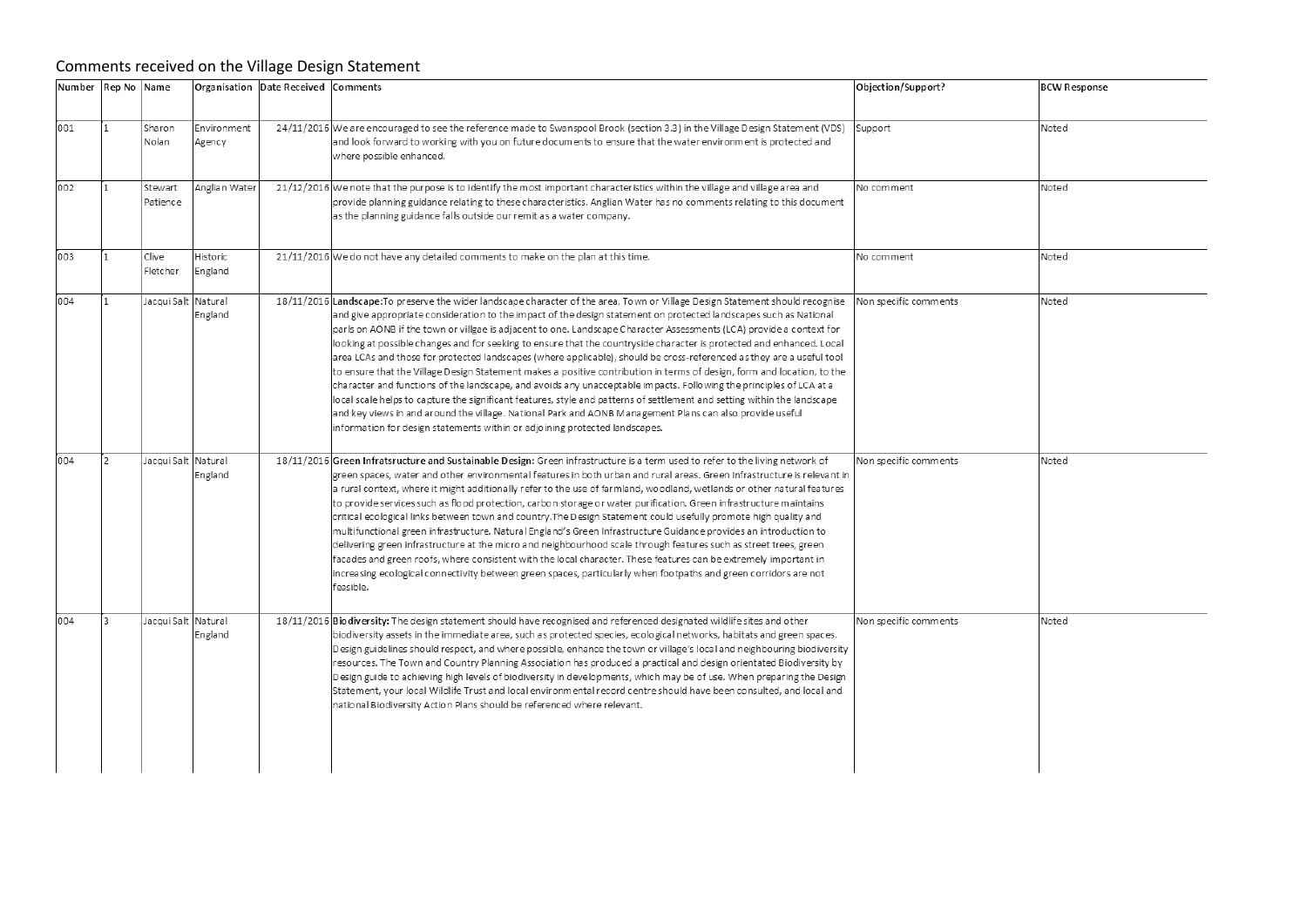## Comments received on the Village Design Statement

| Number | Rep No | Name | Organisation | Date Received | Comments | Objection/Support? | BCW Response |
|---|---|---|---|---|---|---|---|
| 001 | 1 | Sharon Nolan | Environment Agency | 24/11/2016 | We are encouraged to see the reference made to Swanspool Brook (section 3.3) in the Village Design Statement (VDS) and look forward to working with you on future documents to ensure that the water environment is protected and where possible enhanced. | Support | Noted |
| 002 | 1 | Stewart Patience | Anglian Water | 21/12/2016 | We note that the purpose is to identify the most important characteristics within the village and village area and provide planning guidance relating to these characteristics. Anglian Water has no comments relating to this document as the planning guidance falls outside our remit as a water company. | No comment | Noted |
| 003 | 1 | Clive Fletcher | Historic England | 21/11/2016 | We do not have any detailed comments to make on the plan at this time. | No comment | Noted |
| 004 | 1 | Jacqui Salt | Natural England | 18/11/2016 | **Landscape:** To preserve the wider landscape character of the area, Town or Village Design Statement should recognise and give appropriate consideration to the impact of the design statement on protected landscapes such as National parks on AONB if the town or villgae is adjacent to one. Landscape Character Assessments (LCA) provide a context for looking at possible changes and for seeking to ensure that the countryside character is protected and enhanced. Local area LCAs and those for protected landscapes (where applicable), should be cross-referenced as they are a useful tool to ensure that the Village Design Statement makes a positive contribution in terms of design, form and location, to the character and functions of the landscape, and avoids any unacceptable impacts. Following the principles of LCA at a local scale helps to capture the significant features, style and patterns of settlement and setting within the landscape and key views in and around the village. National Park and AONB Management Plans can also provide useful information for design statements within or adjoining protected landscapes. | Non specific comments | Noted |
| 004 | 2 | Jacqui Salt | Natural England | 18/11/2016 | **Green Infratsructure and Sustainable Design:** Green infrastructure is a term used to refer to the living network of green spaces, water and other environmental features in both urban and rural areas. Green infrastructure is relevant in a rural context, where it might additionally refer to the use of farmland, woodland, wetlands or other natural features to provide services such as flood protection, carbon storage or water purification. Green infrastructure maintains critical ecological links between town and country. The Design Statement could usefully promote high quality and multifunctional green infrastructure. Natural England's Green Infrastructure Guidance provides an introduction to delivering green infrastructure at the micro and neighbourhood scale through features such as street trees, green facades and green roofs, where consistent with the local character. These features can be extremely important in increasing ecological connectivity between green spaces, particularly when footpaths and green corridors are not feasible. | Non specific comments | Noted |
| 004 | 3 | Jacqui Salt | Natural England | 18/11/2016 | **Biodiversity:** The design statement should have recognised and referenced designated wildlife sites and other biodiversity assets in the immediate area, such as protected species, ecological networks, habitats and green spaces. Design guidelines should respect, and where possible, enhance the town or village's local and neighbouring biodiversity resources. The Town and Country Planning Association has produced a practical and design orientated Biodiversity by Design guide to achieving high levels of biodiversity in developments, which may be of use. When preparing the Design Statement, your local Wildlife Trust and local environmental record centre should have been consulted, and local and national Biodiversity Action Plans should be referenced where relevant. | Non specific comments | Noted |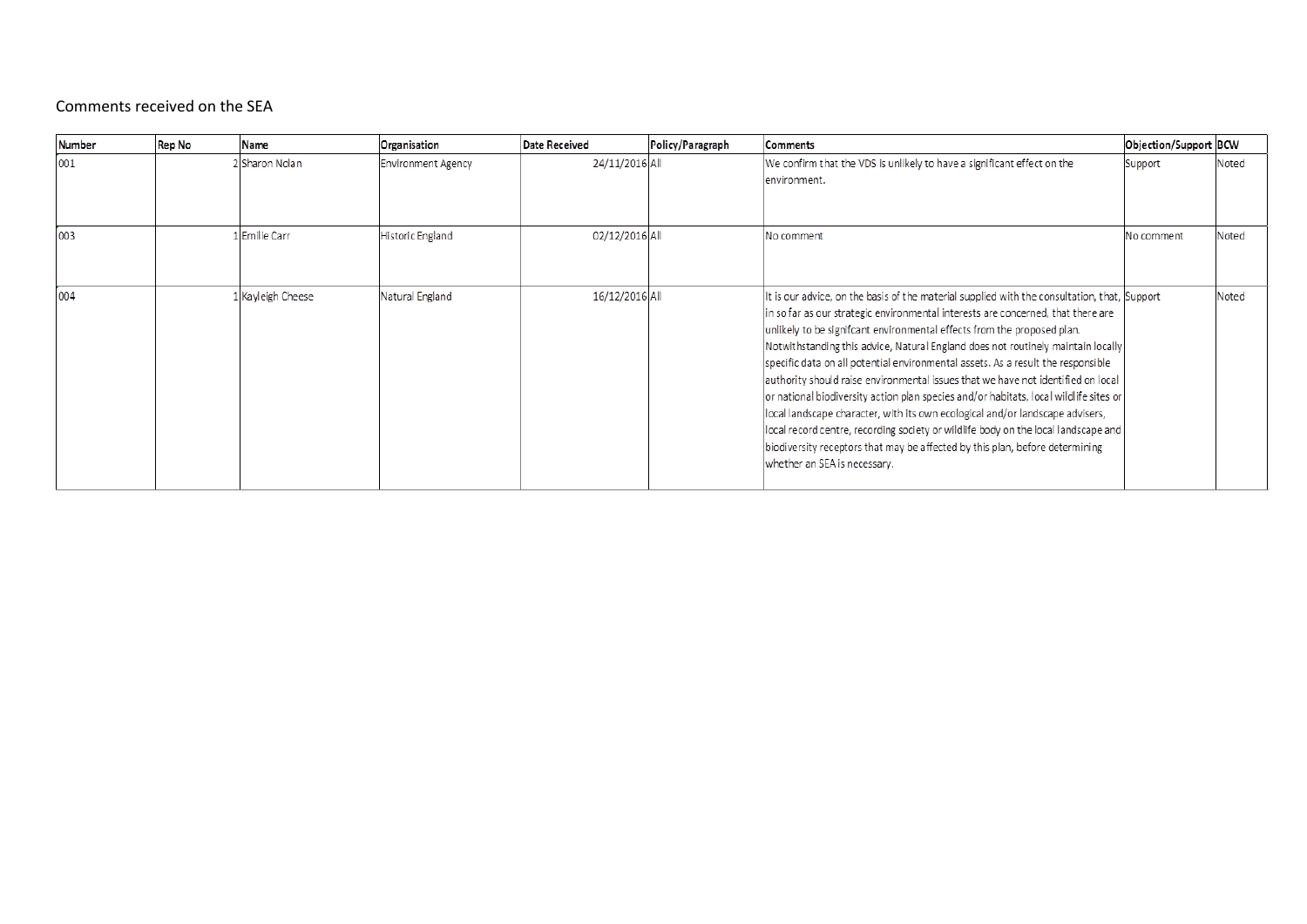Comments received on the SEA

| Number | Rep No | Name | Organisation | Date Received | Policy/Paragraph | Comments | Objection/Support | BCW |
|---|---|---|---|---|---|---|---|---|
| 001 | 2 | Sharon Nolan | Environment Agency | 24/11/2016 | All | We confirm that the VDS is unlikely to have a significant effect on the environment. | Support | Noted |
| 003 | 1 | Emilie Carr | Historic England | 02/12/2016 | All | No comment | No comment | Noted |
| 004 | 1 | Kayleigh Cheese | Natural England | 16/12/2016 | All | It is our advice, on the basis of the material supplied with the consultation, that, in so far as our strategic environmental interests are concerned, that there are unlikely to be signifcant environmental effects from the proposed plan. Notwithstanding this advice, Natural England does not routinely maintain locally specific data on all potential environmental assets. As a result the responsible authority should raise environmental issues that we have not identified on local or national biodiversity action plan species and/or habitats, local wildlife sites or local landscape character, with its own ecological and/or landscape advisers, local record centre, recording society or wildlife body on the local landscape and biodiversity receptors that may be affected by this plan, before determining whether an SEA is necessary. | Support | Noted |